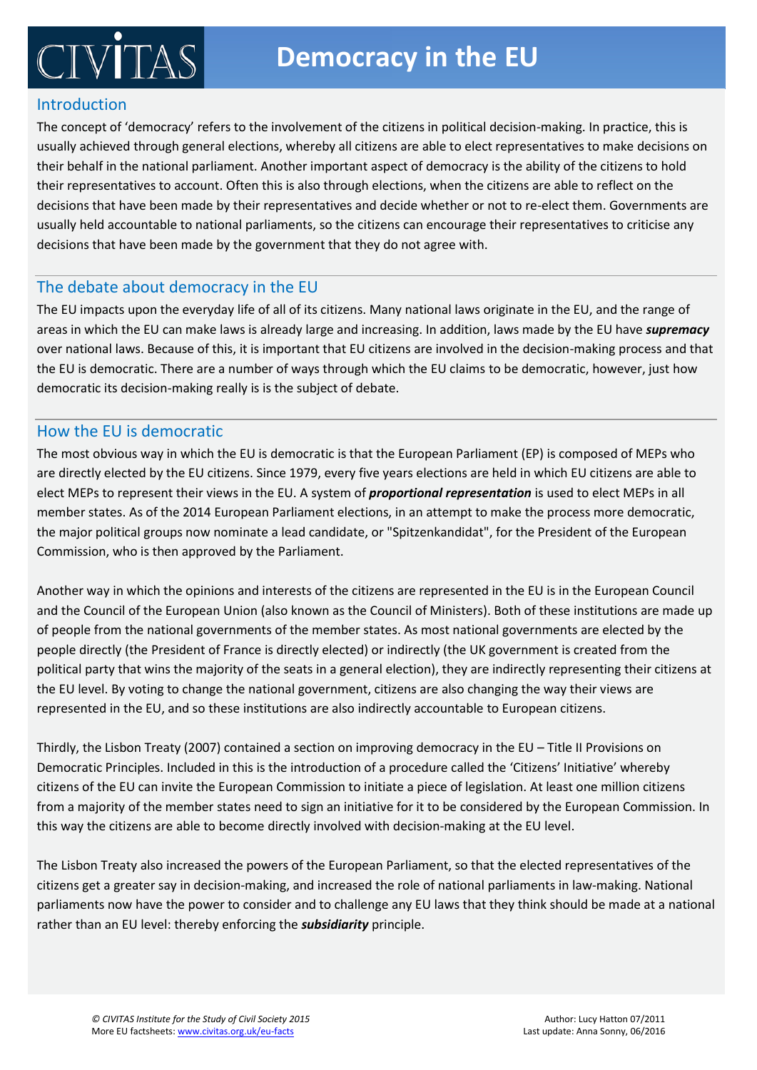# Democracy in the EU

## Introduction

The concept of 'democracy' refers to the involvement of the citizens in political decision-making. In practice, this is usually achieved through general elections, whereby all citizens are able to elect representatives to make decisions on their behalf in the national parliament. Another important aspect of democracy is the ability of the citizens to hold their representatives to account. Often this is also through elections, when the citizens are able to reflect on the decisions that have been made by their representatives and decide whether or not to re-elect them. Governments are usually held accountable to national parliaments, so the citizens can encourage their representatives to criticise any decisions that have been made by the government that they do not agree with.

## The debate about democracy in the EU

The EU impacts upon the everyday life of all of its citizens. Many national laws originate in the EU, and the range of areas in which the EU can make laws is already large and increasing. In addition, laws made by the EU have ***supremacy*** over national laws. Because of this, it is important that EU citizens are involved in the decision-making process and that the EU is democratic. There are a number of ways through which the EU claims to be democratic, however, just how democratic its decision-making really is is the subject of debate.

## How the EU is democratic

The most obvious way in which the EU is democratic is that the European Parliament (EP) is composed of MEPs who are directly elected by the EU citizens. Since 1979, every five years elections are held in which EU citizens are able to elect MEPs to represent their views in the EU. A system of ***proportional representation*** is used to elect MEPs in all member states. As of the 2014 European Parliament elections, in an attempt to make the process more democratic, the major political groups now nominate a lead candidate, or "Spitzenkandidat", for the President of the European Commission, who is then approved by the Parliament.

Another way in which the opinions and interests of the citizens are represented in the EU is in the European Council and the Council of the European Union (also known as the Council of Ministers). Both of these institutions are made up of people from the national governments of the member states. As most national governments are elected by the people directly (the President of France is directly elected) or indirectly (the UK government is created from the political party that wins the majority of the seats in a general election), they are indirectly representing their citizens at the EU level. By voting to change the national government, citizens are also changing the way their views are represented in the EU, and so these institutions are also indirectly accountable to European citizens.

Thirdly, the Lisbon Treaty (2007) contained a section on improving democracy in the EU – Title II Provisions on Democratic Principles. Included in this is the introduction of a procedure called the 'Citizens' Initiative' whereby citizens of the EU can invite the European Commission to initiate a piece of legislation. At least one million citizens from a majority of the member states need to sign an initiative for it to be considered by the European Commission. In this way the citizens are able to become directly involved with decision-making at the EU level.

The Lisbon Treaty also increased the powers of the European Parliament, so that the elected representatives of the citizens get a greater say in decision-making, and increased the role of national parliaments in law-making. National parliaments now have the power to consider and to challenge any EU laws that they think should be made at a national rather than an EU level: thereby enforcing the ***subsidiarity*** principle.

*© CIVITAS Institute for the Study of Civil Society 2015*
More EU factsheets: www.civitas.org.uk/eu-facts

Author: Lucy Hatton 07/2011
Last update: Anna Sonny, 06/2016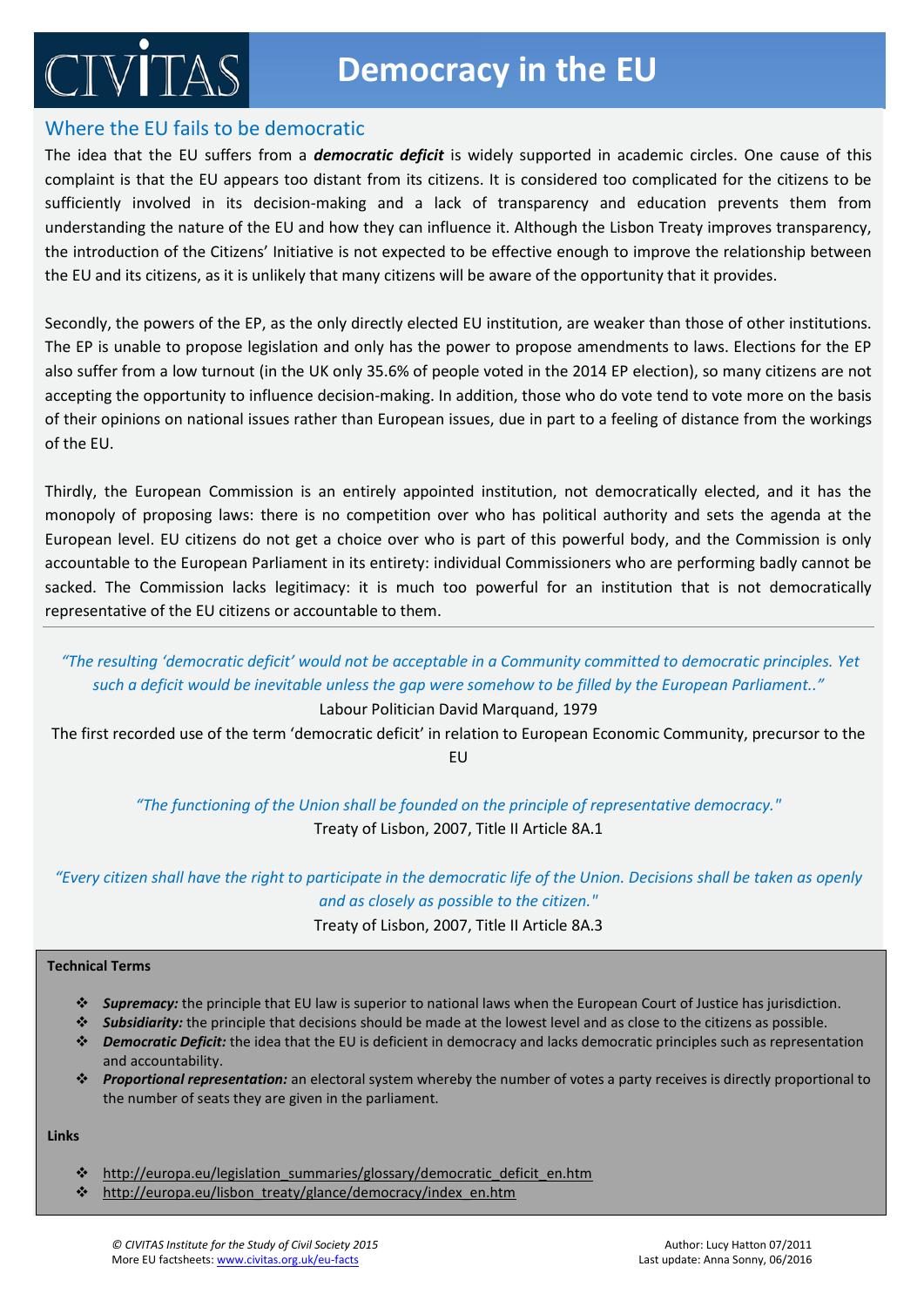# Democracy in the EU

## Where the EU fails to be democratic

The idea that the EU suffers from a ***democratic deficit*** is widely supported in academic circles. One cause of this complaint is that the EU appears too distant from its citizens. It is considered too complicated for the citizens to be sufficiently involved in its decision-making and a lack of transparency and education prevents them from understanding the nature of the EU and how they can influence it. Although the Lisbon Treaty improves transparency, the introduction of the Citizens' Initiative is not expected to be effective enough to improve the relationship between the EU and its citizens, as it is unlikely that many citizens will be aware of the opportunity that it provides.

Secondly, the powers of the EP, as the only directly elected EU institution, are weaker than those of other institutions. The EP is unable to propose legislation and only has the power to propose amendments to laws. Elections for the EP also suffer from a low turnout (in the UK only 35.6% of people voted in the 2014 EP election), so many citizens are not accepting the opportunity to influence decision-making. In addition, those who do vote tend to vote more on the basis of their opinions on national issues rather than European issues, due in part to a feeling of distance from the workings of the EU.

Thirdly, the European Commission is an entirely appointed institution, not democratically elected, and it has the monopoly of proposing laws: there is no competition over who has political authority and sets the agenda at the European level. EU citizens do not get a choice over who is part of this powerful body, and the Commission is only accountable to the European Parliament in its entirety: individual Commissioners who are performing badly cannot be sacked. The Commission lacks legitimacy: it is much too powerful for an institution that is not democratically representative of the EU citizens or accountable to them.

---

*"The resulting 'democratic deficit' would not be acceptable in a Community committed to democratic principles. Yet such a deficit would be inevitable unless the gap were somehow to be filled by the European Parliament.."*

Labour Politician David Marquand, 1979

The first recorded use of the term 'democratic deficit' in relation to European Economic Community, precursor to the EU

*"The functioning of the Union shall be founded on the principle of representative democracy."*

Treaty of Lisbon, 2007, Title II Article 8A.1

*"Every citizen shall have the right to participate in the democratic life of the Union. Decisions shall be taken as openly and as closely as possible to the citizen."*

Treaty of Lisbon, 2007, Title II Article 8A.3

**Technical Terms**

- ***Supremacy:*** the principle that EU law is superior to national laws when the European Court of Justice has jurisdiction.
- ***Subsidiarity:*** the principle that decisions should be made at the lowest level and as close to the citizens as possible.
- ***Democratic Deficit:*** the idea that the EU is deficient in democracy and lacks democratic principles such as representation and accountability.
- ***Proportional representation:*** an electoral system whereby the number of votes a party receives is directly proportional to the number of seats they are given in the parliament.

**Links**

- http://europa.eu/legislation_summaries/glossary/democratic_deficit_en.htm
- http://europa.eu/lisbon_treaty/glance/democracy/index_en.htm

*© CIVITAS Institute for the Study of Civil Society 2015*
More EU factsheets: www.civitas.org.uk/eu-facts

Author: Lucy Hatton 07/2011
Last update: Anna Sonny, 06/2016